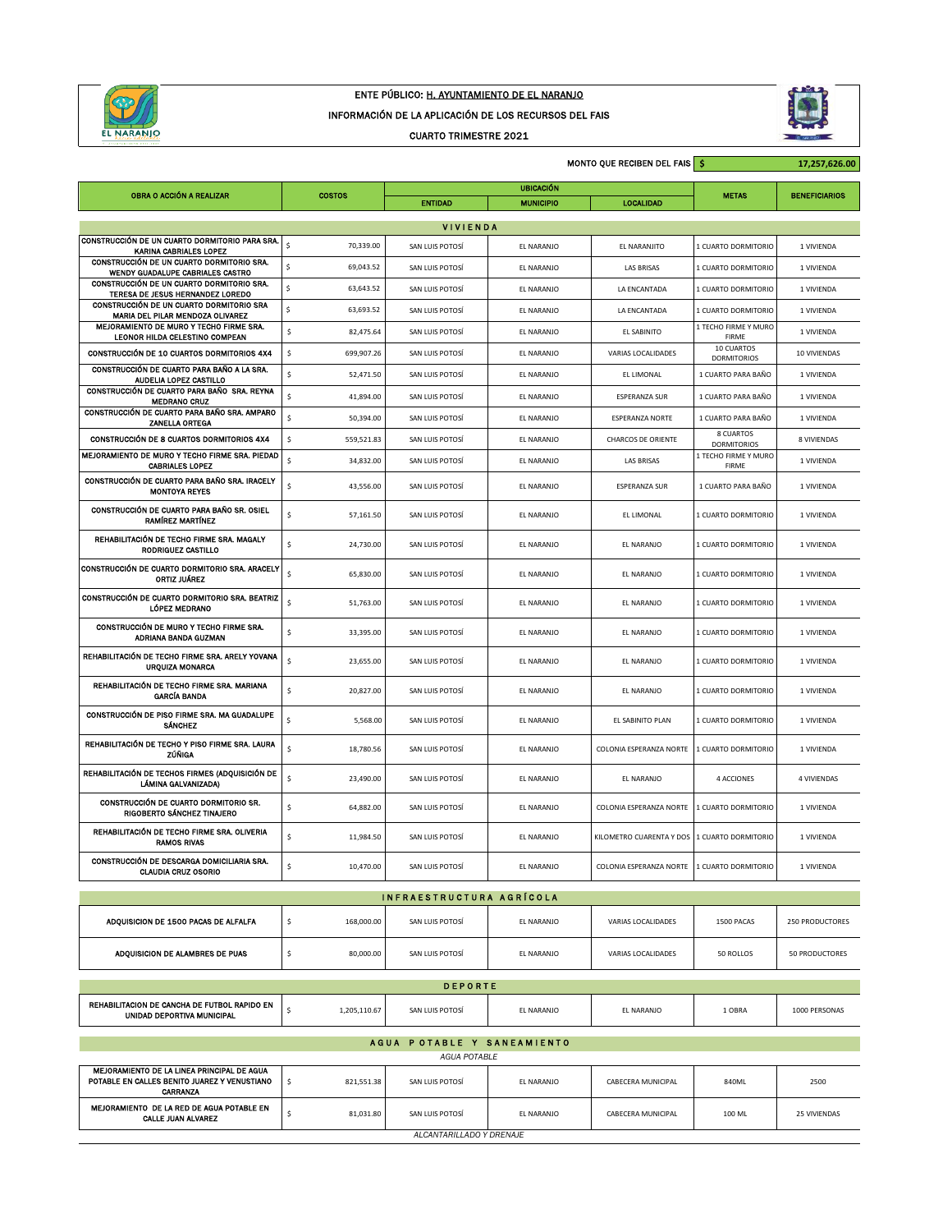ENTE PÚBLICO: H. AYUNTAMIENTO DE EL NARANJO

INFORMACIÓN DE LA APLICACIÓN DE LOS RECURSOS DEL FAIS

CUARTO TRIMESTRE 2021

MONTO QUE RECIBEN DEL FAIS $ 17,257,626.00

| OBRA O ACCIÓN A REALIZAR | COSTOS | UBICACIÓN | | | METAS | BENEFICIARIOS |
|---|---|---|---|---|---|---|
| | | ENTIDAD | MUNICIPIO | LOCALIDAD | | |
| **VIVIENDA** | | | | | | |
| CONSTRUCCIÓN DE UN CUARTO DORMITORIO PARA SRA. KARINA CABRIALES LOPEZ | $ 70,339.00 | SAN LUIS POTOSÍ | EL NARANJO | EL NARANJITO | 1 CUARTO DORMITORIO | 1 VIVIENDA |
| CONSTRUCCIÓN DE UN CUARTO DORMITORIO SRA. WENDY GUADALUPE CABRIALES CASTRO | $ 69,043.52 | SAN LUIS POTOSÍ | EL NARANJO | LAS BRISAS | 1 CUARTO DORMITORIO | 1 VIVIENDA |
| CONSTRUCCIÓN DE UN CUARTO DORMITORIO SRA. TERESA DE JESUS HERNANDEZ LOREDO | $ 63,643.52 | SAN LUIS POTOSÍ | EL NARANJO | LA ENCANTADA | 1 CUARTO DORMITORIO | 1 VIVIENDA |
| CONSTRUCCIÓN DE UN CUARTO DORMITORIO SRA MARIA DEL PILAR MENDOZA OLIVAREZ | $ 63,693.52 | SAN LUIS POTOSÍ | EL NARANJO | LA ENCANTADA | 1 CUARTO DORMITORIO | 1 VIVIENDA |
| MEJORAMIENTO DE MURO Y TECHO FIRME SRA. LEONOR HILDA CELESTINO COMPEAN | $ 82,475.64 | SAN LUIS POTOSÍ | EL NARANJO | EL SABINITO | 1 TECHO FIRME Y MURO FIRME | 1 VIVIENDA |
| CONSTRUCCIÓN DE 10 CUARTOS DORMITORIOS 4X4 | $ 699,907.26 | SAN LUIS POTOSÍ | EL NARANJO | VARIAS LOCALIDADES | 10 CUARTOS DORMITORIOS | 10 VIVIENDAS |
| CONSTRUCCIÓN DE CUARTO PARA BAÑO A LA SRA. AUDELIA LOPEZ CASTILLO | $ 52,471.50 | SAN LUIS POTOSÍ | EL NARANJO | EL LIMONAL | 1 CUARTO PARA BAÑO | 1 VIVIENDA |
| CONSTRUCCIÓN DE CUARTO PARA BAÑO SRA. REYNA MEDRANO CRUZ | $ 41,894.00 | SAN LUIS POTOSÍ | EL NARANJO | ESPERANZA SUR | 1 CUARTO PARA BAÑO | 1 VIVIENDA |
| CONSTRUCCIÓN DE CUARTO PARA BAÑO SRA. AMPARO ZANELLA ORTEGA | $ 50,394.00 | SAN LUIS POTOSÍ | EL NARANJO | ESPERANZA NORTE | 1 CUARTO PARA BAÑO | 1 VIVIENDA |
| CONSTRUCCIÓN DE 8 CUARTOS DORMITORIOS 4X4 | $ 559,521.83 | SAN LUIS POTOSÍ | EL NARANJO | CHARCOS DE ORIENTE | 8 CUARTOS DORMITORIOS | 8 VIVIENDAS |
| MEJORAMIENTO DE MURO Y TECHO FIRME SRA. PIEDAD CABRIALES LOPEZ | $ 34,832.00 | SAN LUIS POTOSÍ | EL NARANJO | LAS BRISAS | 1 TECHO FIRME Y MURO FIRME | 1 VIVIENDA |
| CONSTRUCCIÓN DE CUARTO PARA BAÑO SRA. IRACELY MONTOYA REYES | $ 43,556.00 | SAN LUIS POTOSÍ | EL NARANJO | ESPERANZA SUR | 1 CUARTO PARA BAÑO | 1 VIVIENDA |
| CONSTRUCCIÓN DE CUARTO PARA BAÑO SR. OSIEL RAMÍREZ MARTÍNEZ | $ 57,161.50 | SAN LUIS POTOSÍ | EL NARANJO | EL LIMONAL | 1 CUARTO DORMITORIO | 1 VIVIENDA |
| REHABILITACIÓN DE TECHO FIRME SRA. MAGALY RODRIGUEZ CASTILLO | $ 24,730.00 | SAN LUIS POTOSÍ | EL NARANJO | EL NARANJO | 1 CUARTO DORMITORIO | 1 VIVIENDA |
| CONSTRUCCIÓN DE CUARTO DORMITORIO SRA. ARACELY ORTIZ JUÁREZ | $ 65,830.00 | SAN LUIS POTOSÍ | EL NARANJO | EL NARANJO | 1 CUARTO DORMITORIO | 1 VIVIENDA |
| CONSTRUCCIÓN DE CUARTO DORMITORIO SRA. BEATRIZ LÓPEZ MEDRANO | $ 51,763.00 | SAN LUIS POTOSÍ | EL NARANJO | EL NARANJO | 1 CUARTO DORMITORIO | 1 VIVIENDA |
| CONSTRUCCIÓN DE MURO Y TECHO FIRME SRA. ADRIANA BANDA GUZMAN | $ 33,395.00 | SAN LUIS POTOSÍ | EL NARANJO | EL NARANJO | 1 CUARTO DORMITORIO | 1 VIVIENDA |
| REHABILITACIÓN DE TECHO FIRME SRA. ARELY YOVANA URQUIZA MONARCA | $ 23,655.00 | SAN LUIS POTOSÍ | EL NARANJO | EL NARANJO | 1 CUARTO DORMITORIO | 1 VIVIENDA |
| REHABILITACIÓN DE TECHO FIRME SRA. MARIANA GARCÍA BANDA | $ 20,827.00 | SAN LUIS POTOSÍ | EL NARANJO | EL NARANJO | 1 CUARTO DORMITORIO | 1 VIVIENDA |
| CONSTRUCCIÓN DE PISO FIRME SRA. MA GUADALUPE SÁNCHEZ | $ 5,568.00 | SAN LUIS POTOSÍ | EL NARANJO | EL SABINITO PLAN | 1 CUARTO DORMITORIO | 1 VIVIENDA |
| REHABILITACIÓN DE TECHO Y PISO FIRME SRA. LAURA ZÚÑIGA | $ 18,780.56 | SAN LUIS POTOSÍ | EL NARANJO | COLONIA ESPERANZA NORTE | 1 CUARTO DORMITORIO | 1 VIVIENDA |
| REHABILITACIÓN DE TECHOS FIRMES (ADQUISICIÓN DE LÁMINA GALVANIZADA) | $ 23,490.00 | SAN LUIS POTOSÍ | EL NARANJO | EL NARANJO | 4 ACCIONES | 4 VIVIENDAS |
| CONSTRUCCIÓN DE CUARTO DORMITORIO SR. RIGOBERTO SÁNCHEZ TINAJERO | $ 64,882.00 | SAN LUIS POTOSÍ | EL NARANJO | COLONIA ESPERANZA NORTE | 1 CUARTO DORMITORIO | 1 VIVIENDA |
| REHABILITACIÓN DE TECHO FIRME SRA. OLIVERIA RAMOS RIVAS | $ 11,984.50 | SAN LUIS POTOSÍ | EL NARANJO | KILOMETRO CUARENTA Y DOS | 1 CUARTO DORMITORIO | 1 VIVIENDA |
| CONSTRUCCIÓN DE DESCARGA DOMICILIARIA SRA. CLAUDIA CRUZ OSORIO | $ 10,470.00 | SAN LUIS POTOSÍ | EL NARANJO | COLONIA ESPERANZA NORTE | 1 CUARTO DORMITORIO | 1 VIVIENDA |
| **INFRAESTRUCTURA AGRÍCOLA** | | | | | | |
| ADQUISICION DE 1500 PACAS DE ALFALFA | $ 168,000.00 | SAN LUIS POTOSÍ | EL NARANJO | VARIAS LOCALIDADES | 1500 PACAS | 250 PRODUCTORES |
| ADQUISICION DE ALAMBRES DE PUAS | $ 80,000.00 | SAN LUIS POTOSÍ | EL NARANJO | VARIAS LOCALIDADES | 50 ROLLOS | 50 PRODUCTORES |
| **DEPORTE** | | | | | | |
| REHABILITACION DE CANCHA DE FUTBOL RAPIDO EN UNIDAD DEPORTIVA MUNICIPAL | $ 1,205,110.67 | SAN LUIS POTOSÍ | EL NARANJO | EL NARANJO | 1 OBRA | 1000 PERSONAS |
| **AGUA POTABLE Y SANEAMIENTO** | | | | | | |
| *AGUA POTABLE* | | | | | | |
| MEJORAMIENTO DE LA LINEA PRINCIPAL DE AGUA POTABLE EN CALLES BENITO JUAREZ Y VENUSTIANO CARRANZA | $ 821,551.38 | SAN LUIS POTOSÍ | EL NARANJO | CABECERA MUNICIPAL | 840ML | 2500 |
| MEJORAMIENTO DE LA RED DE AGUA POTABLE EN CALLE JUAN ALVAREZ | $ 81,031.80 | SAN LUIS POTOSÍ | EL NARANJO | CABECERA MUNICIPAL | 100 ML | 25 VIVIENDAS |
| *ALCANTARILLADO Y DRENAJE* | | | | | | |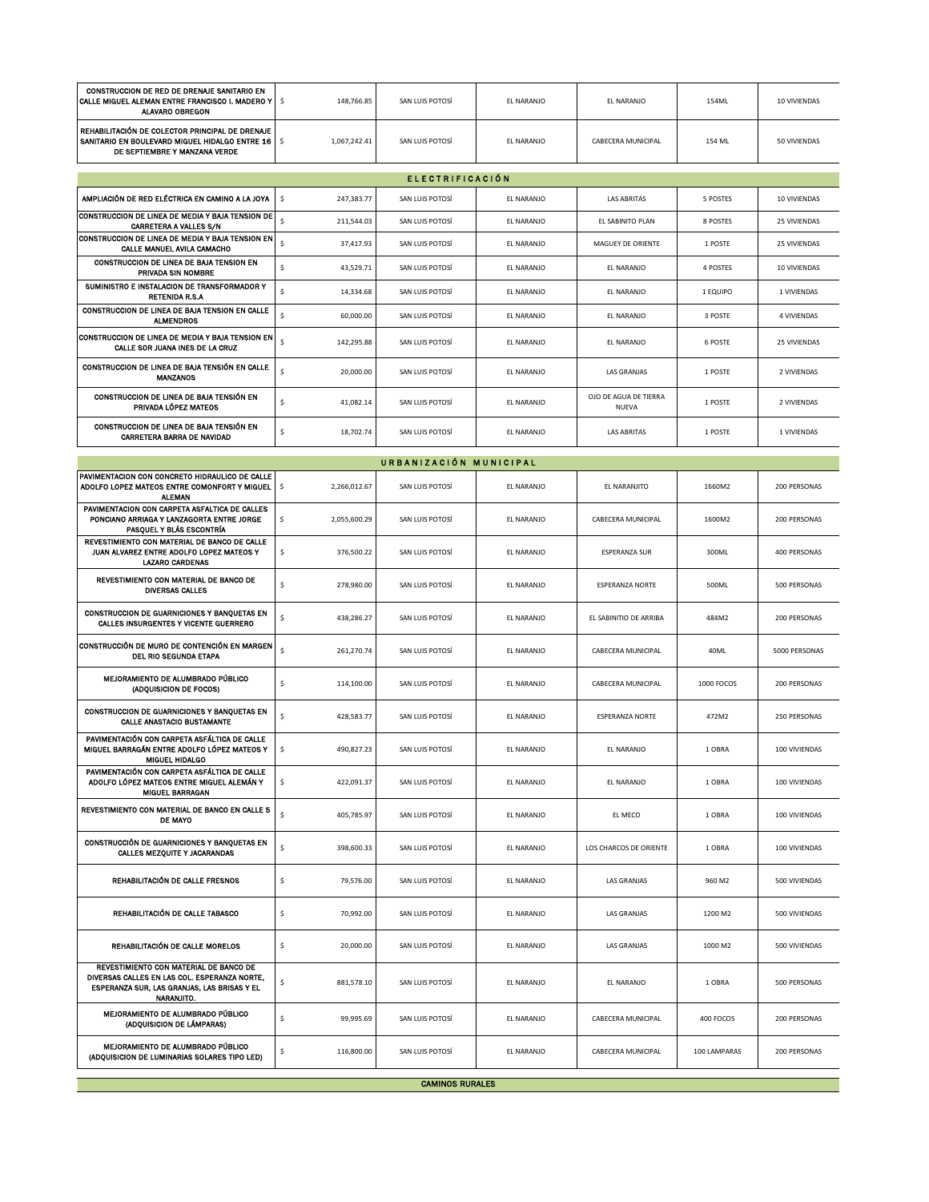| | | | | | | |
|---|---|---|---|---|---|---|
| CONSTRUCCION DE RED DE DRENAJE SANITARIO EN CALLE MIGUEL ALEMAN ENTRE FRANCISCO I. MADERO Y ALAVARO OBREGON | $ 148,766.85 | SAN LUIS POTOSÍ | EL NARANJO | EL NARANJO | 154ML | 10 VIVIENDAS |
| REHABILITACIÓN DE COLECTOR PRINCIPAL DE DRENAJE SANITARIO EN BOULEVARD MIGUEL HIDALGO ENTRE 16 DE SEPTIEMBRE Y MANZANA VERDE | $ 1,067,242.41 | SAN LUIS POTOSÍ | EL NARANJO | CABECERA MUNICIPAL | 154 ML | 50 VIVIENDAS |
| **ELECTRIFICACIÓN** | | | | | | |
| AMPLIACIÓN DE RED ELÉCTRICA EN CAMINO A LA JOYA | $ 247,383.77 | SAN LUIS POTOSÍ | EL NARANJO | LAS ABRITAS | 5 POSTES | 10 VIVIENDAS |
| CONSTRUCCION DE LINEA DE MEDIA Y BAJA TENSION DE CARRETERA A VALLES S/N | $ 211,544.03 | SAN LUIS POTOSÍ | EL NARANJO | EL SABINITO PLAN | 8 POSTES | 25 VIVIENDAS |
| CONSTRUCCION DE LINEA DE MEDIA Y BAJA TENSION EN CALLE MANUEL AVILA CAMACHO | $ 37,417.93 | SAN LUIS POTOSÍ | EL NARANJO | MAGUEY DE ORIENTE | 1 POSTE | 25 VIVIENDAS |
| CONSTRUCCION DE LINEA DE BAJA TENSION EN PRIVADA SIN NOMBRE | $ 43,529.71 | SAN LUIS POTOSÍ | EL NARANJO | EL NARANJO | 4 POSTES | 10 VIVIENDAS |
| SUMINISTRO E INSTALACION DE TRANSFORMADOR Y RETENIDA R.S.A | $ 14,334.68 | SAN LUIS POTOSÍ | EL NARANJO | EL NARANJO | 1 EQUIPO | 1 VIVIENDAS |
| CONSTRUCCION DE LINEA DE BAJA TENSION EN CALLE ALMENDROS | $ 60,000.00 | SAN LUIS POTOSÍ | EL NARANJO | EL NARANJO | 3 POSTE | 4 VIVIENDAS |
| CONSTRUCCION DE LINEA DE MEDIA Y BAJA TENSION EN CALLE SOR JUANA INES DE LA CRUZ | $ 142,295.88 | SAN LUIS POTOSÍ | EL NARANJO | EL NARANJO | 6 POSTE | 25 VIVIENDAS |
| CONSTRUCCION DE LINEA DE BAJA TENSIÓN EN CALLE MANZANOS | $ 20,000.00 | SAN LUIS POTOSÍ | EL NARANJO | LAS GRANJAS | 1 POSTE | 2 VIVIENDAS |
| CONSTRUCCION DE LINEA DE BAJA TENSIÓN EN PRIVADA LÓPEZ MATEOS | $ 41,082.14 | SAN LUIS POTOSÍ | EL NARANJO | OJO DE AGUA DE TIERRA NUEVA | 1 POSTE | 2 VIVIENDAS |
| CONSTRUCCION DE LINEA DE BAJA TENSIÓN EN CARRETERA BARRA DE NAVIDAD | $ 18,702.74 | SAN LUIS POTOSÍ | EL NARANJO | LAS ABRITAS | 1 POSTE | 1 VIVIENDAS |
| **URBANIZACIÓN MUNICIPAL** | | | | | | |
| PAVIMENTACION CON CONCRETO HIDRAULICO DE CALLE ADOLFO LOPEZ MATEOS ENTRE COMONFORT Y MIGUEL ALEMAN | $ 2,266,012.67 | SAN LUIS POTOSÍ | EL NARANJO | EL NARANJITO | 1660M2 | 200 PERSONAS |
| PAVIMENTACION CON CARPETA ASFALTICA DE CALLES PONCIANO ARRIAGA Y LANZAGORTA ENTRE JORGE PASQUEL Y BLÁS ESCONTRÍA | $ 2,055,600.29 | SAN LUIS POTOSÍ | EL NARANJO | CABECERA MUNICIPAL | 1600M2 | 200 PERSONAS |
| REVESTIMIENTO CON MATERIAL DE BANCO DE CALLE JUAN ALVAREZ ENTRE ADOLFO LOPEZ MATEOS Y LAZARO CARDENAS | $ 376,500.22 | SAN LUIS POTOSÍ | EL NARANJO | ESPERANZA SUR | 300ML | 400 PERSONAS |
| REVESTIMIENTO CON MATERIAL DE BANCO DE DIVERSAS CALLES | $ 278,980.00 | SAN LUIS POTOSÍ | EL NARANJO | ESPERANZA NORTE | 500ML | 500 PERSONAS |
| CONSTRUCCION DE GUARNICIONES Y BANQUETAS EN CALLES INSURGENTES Y VICENTE GUERRERO | $ 438,286.27 | SAN LUIS POTOSÍ | EL NARANJO | EL SABINITIO DE ARRIBA | 484M2 | 200 PERSONAS |
| CONSTRUCCIÓN DE MURO DE CONTENCIÓN EN MARGEN DEL RIO SEGUNDA ETAPA | $ 261,270.74 | SAN LUIS POTOSÍ | EL NARANJO | CABECERA MUNICIPAL | 40ML | 5000 PERSONAS |
| MEJORAMIENTO DE ALUMBRADO PÚBLICO (ADQUISICION DE FOCOS) | $ 114,100.00 | SAN LUIS POTOSÍ | EL NARANJO | CABECERA MUNICIPAL | 1000 FOCOS | 200 PERSONAS |
| CONSTRUCCION DE GUARNICIONES Y BANQUETAS EN CALLE ANASTACIO BUSTAMANTE | $ 428,583.77 | SAN LUIS POTOSÍ | EL NARANJO | ESPERANZA NORTE | 472M2 | 250 PERSONAS |
| PAVIMENTACIÓN CON CARPETA ASFÁLTICA DE CALLE MIGUEL BARRAGÁN ENTRE ADOLFO LÓPEZ MATEOS Y MIGUEL HIDALGO | $ 490,827.23 | SAN LUIS POTOSÍ | EL NARANJO | EL NARANJO | 1 OBRA | 100 VIVIENDAS |
| PAVIMENTACIÓN CON CARPETA ASFÁLTICA DE CALLE ADOLFO LÓPEZ MATEOS ENTRE MIGUEL ALEMÁN Y MIGUEL BARRAGAN | $ 422,091.37 | SAN LUIS POTOSÍ | EL NARANJO | EL NARANJO | 1 OBRA | 100 VIVIENDAS |
| REVESTIMIENTO CON MATERIAL DE BANCO EN CALLE 5 DE MAYO | $ 405,785.97 | SAN LUIS POTOSÍ | EL NARANJO | EL MECO | 1 OBRA | 100 VIVIENDAS |
| CONSTRUCCIÓN DE GUARNICIONES Y BANQUETAS EN CALLES MEZQUITE Y JACARANDAS | $ 398,600.33 | SAN LUIS POTOSÍ | EL NARANJO | LOS CHARCOS DE ORIENTE | 1 OBRA | 100 VIVIENDAS |
| REHABILITACIÓN DE CALLE FRESNOS | $ 79,576.00 | SAN LUIS POTOSÍ | EL NARANJO | LAS GRANJAS | 960 M2 | 500 VIVIENDAS |
| REHABILITACIÓN DE CALLE TABASCO | $ 70,992.00 | SAN LUIS POTOSÍ | EL NARANJO | LAS GRANJAS | 1200 M2 | 500 VIVIENDAS |
| REHABILITACIÓN DE CALLE MORELOS | $ 20,000.00 | SAN LUIS POTOSÍ | EL NARANJO | LAS GRANJAS | 1000 M2 | 500 VIVIENDAS |
| REVESTIMIENTO CON MATERIAL DE BANCO DE DIVERSAS CALLES EN LAS COL. ESPERANZA NORTE, ESPERANZA SUR, LAS GRANJAS, LAS BRISAS Y EL NARANJITO. | $ 881,578.10 | SAN LUIS POTOSÍ | EL NARANJO | EL NARANJO | 1 OBRA | 500 PERSONAS |
| MEJORAMIENTO DE ALUMBRADO PÚBLICO (ADQUISICION DE LÁMPARAS) | $ 99,995.69 | SAN LUIS POTOSÍ | EL NARANJO | CABECERA MUNICIPAL | 400 FOCOS | 200 PERSONAS |
| MEJORAMIENTO DE ALUMBRADO PÚBLICO (ADQUISICION DE LUMINARIAS SOLARES TIPO LED) | $ 116,800.00 | SAN LUIS POTOSÍ | EL NARANJO | CABECERA MUNICIPAL | 100 LAMPARAS | 200 PERSONAS |
| **CAMINOS RURALES** | | | | | | |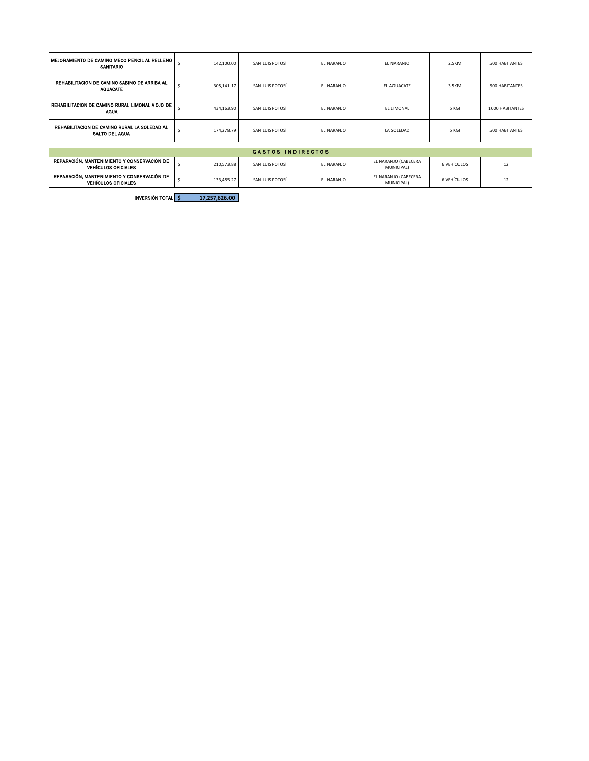| | | | | | | | |
|---|---|---|---|---|---|---|---|
| **MEJORAMIENTO DE CAMINO MECO PENCIL AL RELLENO SANITARIO** | $ | 142,100.00 | SAN LUIS POTOSÍ | EL NARANJO | EL NARANJO | 2.5KM | 500 HABITANTES |
| **REHABILITACION DE CAMINO SABINO DE ARRIBA AL AGUACATE** | $ | 305,141.17 | SAN LUIS POTOSÍ | EL NARANJO | EL AGUACATE | 3.5KM | 500 HABITANTES |
| **REHABILITACION DE CAMINO RURAL LIMONAL A OJO DE AGUA** | $ | 434,163.90 | SAN LUIS POTOSÍ | EL NARANJO | EL LIMONAL | 5 KM | 1000 HABITANTES |
| **REHABILITACION DE CAMINO RURAL LA SOLEDAD AL SALTO DEL AGUA** | $ | 174,278.79 | SAN LUIS POTOSÍ | EL NARANJO | LA SOLEDAD | 5 KM | 500 HABITANTES |
| **GASTOS INDIRECTOS** | | | | | | | |
| **REPARACIÓN, MANTENIMIENTO Y CONSERVACIÓN DE VEHÍCULOS OFICIALES** | $ | 210,573.88 | SAN LUIS POTOSÍ | EL NARANJO | EL NARANJO (CABECERA MUNICIPAL) | 6 VEHÍCULOS | 12 |
| **REPARACIÓN, MANTENIMIENTO Y CONSERVACIÓN DE VEHÍCULOS OFICIALES** | $ | 133,485.27 | SAN LUIS POTOSÍ | EL NARANJO | EL NARANJO (CABECERA MUNICIPAL) | 6 VEHÍCULOS | 12 |
| **INVERSIÓN TOTAL** | **$** | **17,257,626.00** | | | | | |